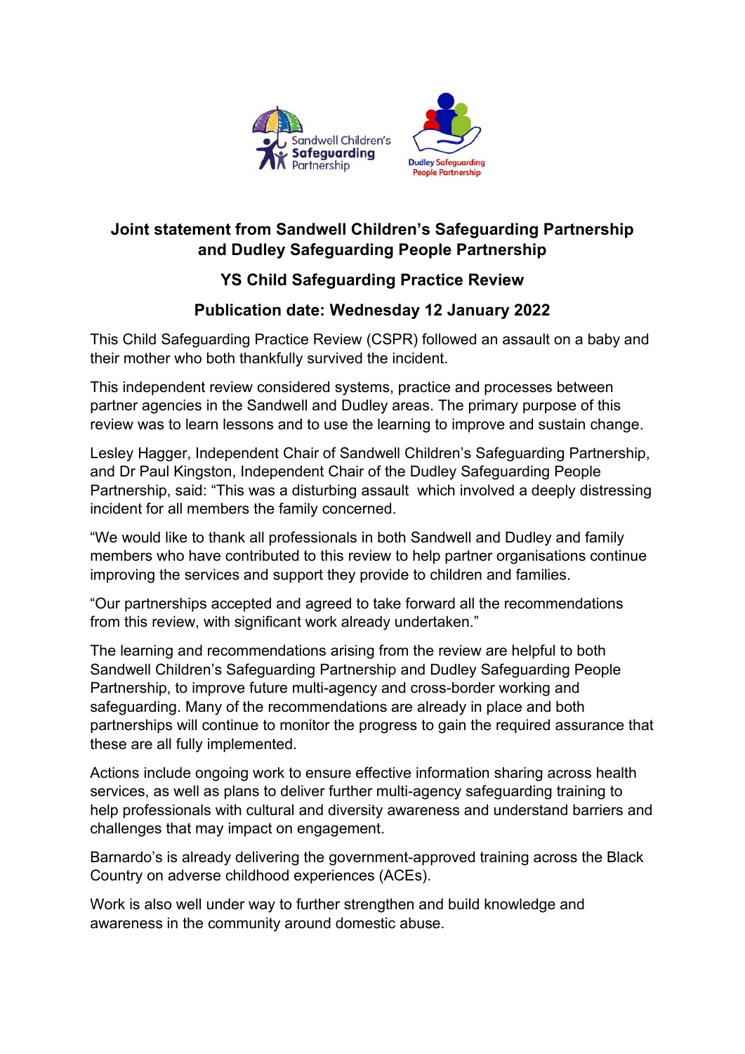# Joint statement from Sandwell Children's Safeguarding Partnership and Dudley Safeguarding People Partnership

## YS Child Safeguarding Practice Review

## Publication date: Wednesday 12 January 2022

This Child Safeguarding Practice Review (CSPR) followed an assault on a baby and their mother who both thankfully survived the incident.

This independent review considered systems, practice and processes between partner agencies in the Sandwell and Dudley areas. The primary purpose of this review was to learn lessons and to use the learning to improve and sustain change.

Lesley Hagger, Independent Chair of Sandwell Children's Safeguarding Partnership, and Dr Paul Kingston, Independent Chair of the Dudley Safeguarding People Partnership, said: "This was a disturbing assault which involved a deeply distressing incident for all members the family concerned.

"We would like to thank all professionals in both Sandwell and Dudley and family members who have contributed to this review to help partner organisations continue improving the services and support they provide to children and families.

"Our partnerships accepted and agreed to take forward all the recommendations from this review, with significant work already undertaken."

The learning and recommendations arising from the review are helpful to both Sandwell Children's Safeguarding Partnership and Dudley Safeguarding People Partnership, to improve future multi-agency and cross-border working and safeguarding. Many of the recommendations are already in place and both partnerships will continue to monitor the progress to gain the required assurance that these are all fully implemented.

Actions include ongoing work to ensure effective information sharing across health services, as well as plans to deliver further multi-agency safeguarding training to help professionals with cultural and diversity awareness and understand barriers and challenges that may impact on engagement.

Barnardo's is already delivering the government-approved training across the Black Country on adverse childhood experiences (ACEs).

Work is also well under way to further strengthen and build knowledge and awareness in the community around domestic abuse.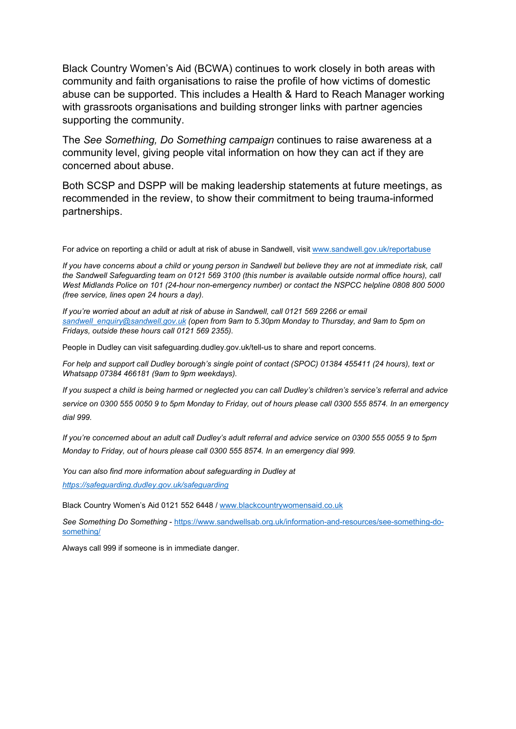Black Country Women's Aid (BCWA) continues to work closely in both areas with community and faith organisations to raise the profile of how victims of domestic abuse can be supported. This includes a Health & Hard to Reach Manager working with grassroots organisations and building stronger links with partner agencies supporting the community.

The *See Something, Do Something campaign* continues to raise awareness at a community level, giving people vital information on how they can act if they are concerned about abuse.

Both SCSP and DSPP will be making leadership statements at future meetings, as recommended in the review, to show their commitment to being trauma-informed partnerships.

For advice on reporting a child or adult at risk of abuse in Sandwell, visit [www.sandwell.gov.uk/reportabuse](www.sandwell.gov.uk/reportabuse)

*If you have concerns about a child or young person in Sandwell but believe they are not at immediate risk, call the Sandwell Safeguarding team on 0121 569 3100 (this number is available outside normal office hours), call West Midlands Police on 101 (24-hour non-emergency number) or contact the NSPCC helpline 0808 800 5000 (free service, lines open 24 hours a day).*

*If you're worried about an adult at risk of abuse in Sandwell, call 0121 569 2266 or email [sandwell_enquiry@sandwell.gov.uk](mailto:sandwell_enquiry@sandwell.gov.uk) (open from 9am to 5.30pm Monday to Thursday, and 9am to 5pm on Fridays, outside these hours call 0121 569 2355).*

People in Dudley can visit safeguarding.dudley.gov.uk/tell-us to share and report concerns.

*For help and support call Dudley borough's single point of contact (SPOC) 01384 455411 (24 hours), text or Whatsapp 07384 466181 (9am to 9pm weekdays).*

*If you suspect a child is being harmed or neglected you can call Dudley's children's service's referral and advice service on 0300 555 0050 9 to 5pm Monday to Friday, out of hours please call 0300 555 8574. In an emergency dial 999.*

*If you're concerned about an adult call Dudley's adult referral and advice service on 0300 555 0055 9 to 5pm Monday to Friday, out of hours please call 0300 555 8574. In an emergency dial 999.*

*You can also find more information about safeguarding in Dudley at [https://safeguarding.dudley.gov.uk/safeguarding](https://safeguarding.dudley.gov.uk/safeguarding)*

Black Country Women's Aid 0121 552 6448 / [www.blackcountrywomensaid.co.uk](www.blackcountrywomensaid.co.uk)

*See Something Do Something* - [https://www.sandwellsab.org.uk/information-and-resources/see-something-do-something/](https://www.sandwellsab.org.uk/information-and-resources/see-something-do-something/)

Always call 999 if someone is in immediate danger.